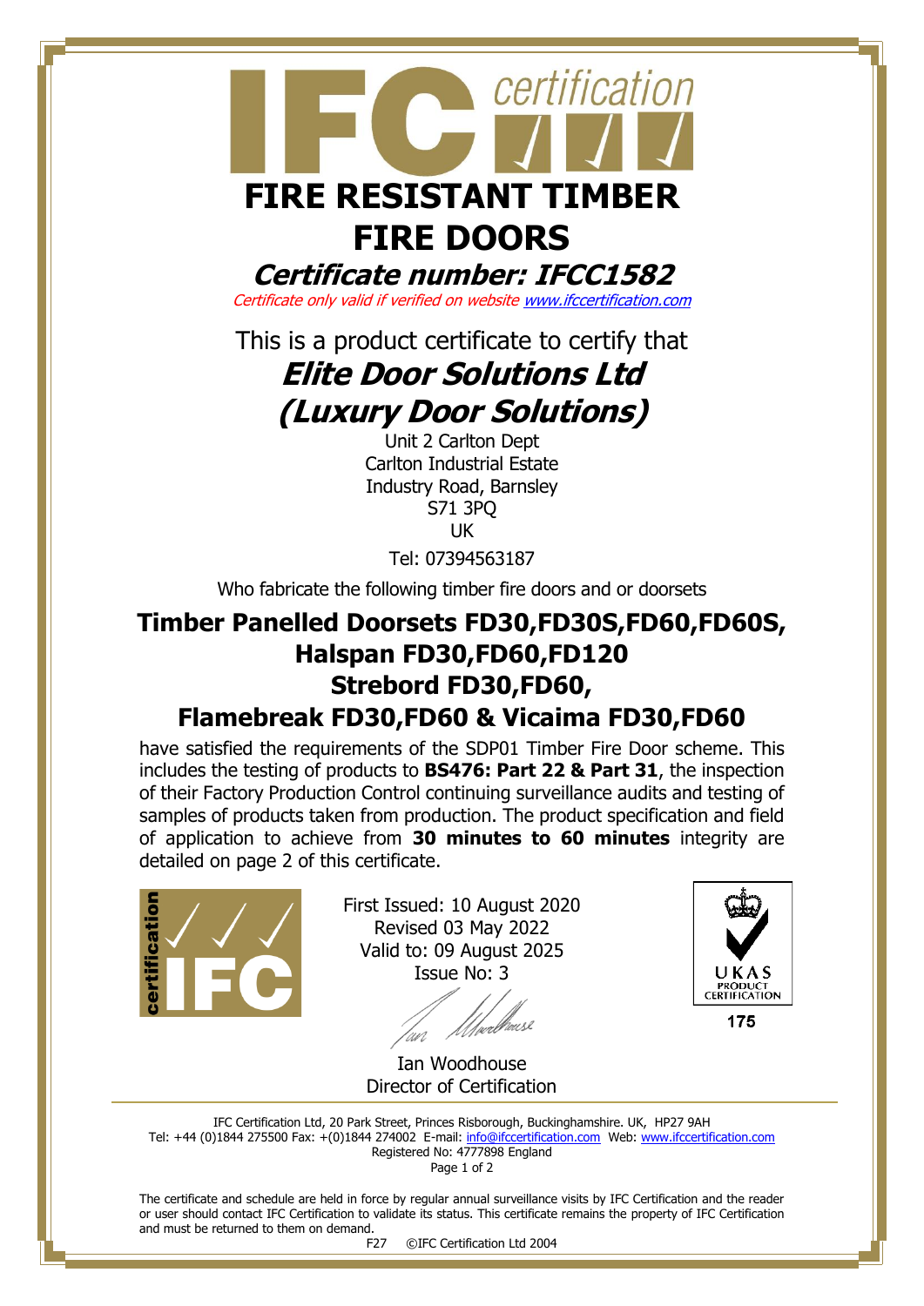# FIRE RESISTANT TIMBER FIRE DOORS

## *Certificate number: IFCC1582*

*Certificate only valid if verified on website www.ifccertification.com*

This is a product certificate to certify that

## *Elite Door Solutions Ltd (Luxury Door Solutions)*

Unit 2 Carlton Dept
Carlton Industrial Estate
Industry Road, Barnsley
S71 3PQ
UK

Tel: 07394563187

Who fabricate the following timber fire doors and or doorsets

## Timber Panelled Doorsets FD30,FD30S,FD60,FD60S, Halspan FD30,FD60,FD120 Strebord FD30,FD60, Flamebreak FD30,FD60 & Vicaima FD30,FD60

have satisfied the requirements of the SDP01 Timber Fire Door scheme. This includes the testing of products to **BS476: Part 22 & Part 31**, the inspection of their Factory Production Control continuing surveillance audits and testing of samples of products taken from production. The product specification and field of application to achieve from **30 minutes to 60 minutes** integrity are detailed on page 2 of this certificate.

First Issued: 10 August 2020
Revised 03 May 2022
Valid to: 09 August 2025
Issue No: 3

Ian Woodhouse
Director of Certification

UKAS PRODUCT CERTIFICATION 175

IFC Certification Ltd, 20 Park Street, Princes Risborough, Buckinghamshire. UK, HP27 9AH
Tel: +44 (0)1844 275500 Fax: +(0)1844 274002 E-mail: info@ifccertification.com Web: www.ifccertification.com
Registered No: 4777898 England

The certificate and schedule are held in force by regular annual surveillance visits by IFC Certification and the reader or user should contact IFC Certification to validate its status. This certificate remains the property of IFC Certification and must be returned to them on demand.

F27 ©IFC Certification Ltd 2004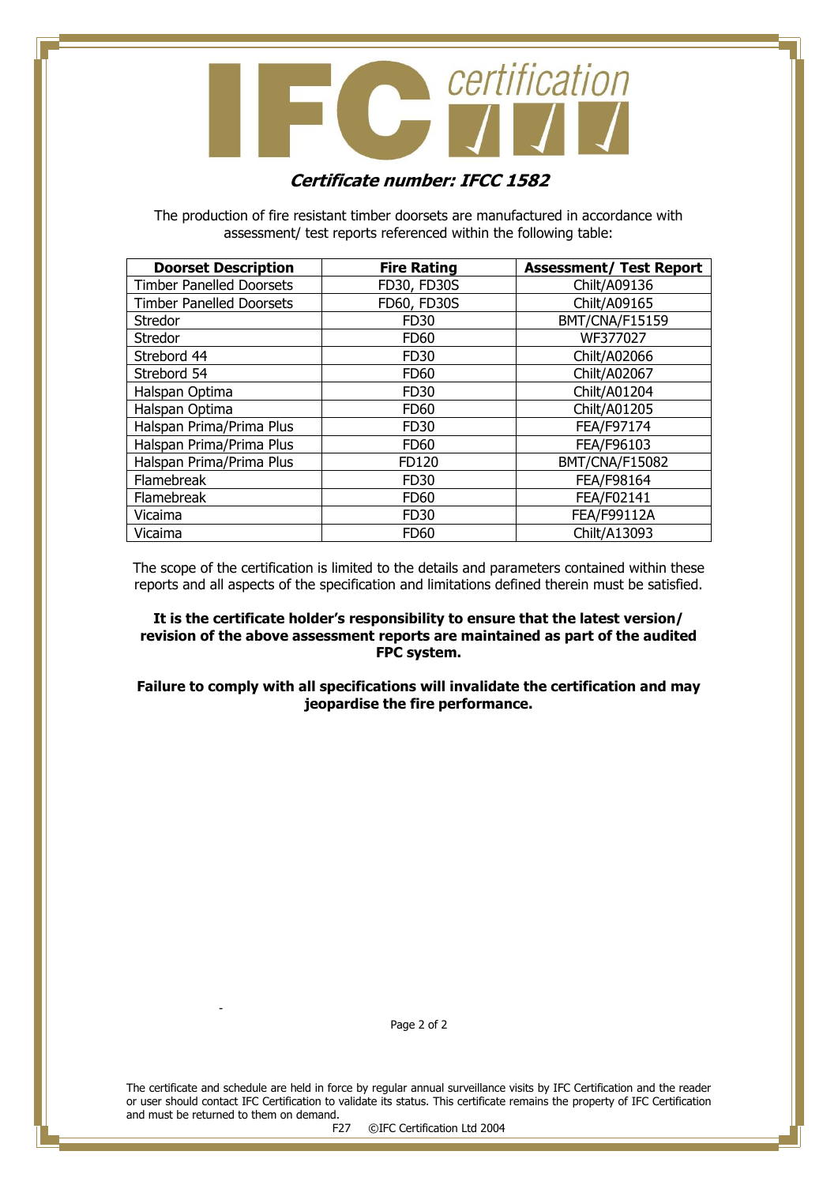***Certificate number: IFCC 1582***

The production of fire resistant timber doorsets are manufactured in accordance with assessment/ test reports referenced within the following table:

| Doorset Description | Fire Rating | Assessment/ Test Report |
|---|---|---|
| Timber Panelled Doorsets | FD30, FD30S | Chilt/A09136 |
| Timber Panelled Doorsets | FD60, FD30S | Chilt/A09165 |
| Stredor | FD30 | BMT/CNA/F15159 |
| Stredor | FD60 | WF377027 |
| Strebord 44 | FD30 | Chilt/A02066 |
| Strebord 54 | FD60 | Chilt/A02067 |
| Halspan Optima | FD30 | Chilt/A01204 |
| Halspan Optima | FD60 | Chilt/A01205 |
| Halspan Prima/Prima Plus | FD30 | FEA/F97174 |
| Halspan Prima/Prima Plus | FD60 | FEA/F96103 |
| Halspan Prima/Prima Plus | FD120 | BMT/CNA/F15082 |
| Flamebreak | FD30 | FEA/F98164 |
| Flamebreak | FD60 | FEA/F02141 |
| Vicaima | FD30 | FEA/F99112A |
| Vicaima | FD60 | Chilt/A13093 |

The scope of the certification is limited to the details and parameters contained within these reports and all aspects of the specification and limitations defined therein must be satisfied.

**It is the certificate holder's responsibility to ensure that the latest version/ revision of the above assessment reports are maintained as part of the audited FPC system.**

**Failure to comply with all specifications will invalidate the certification and may jeopardise the fire performance.**

The certificate and schedule are held in force by regular annual surveillance visits by IFC Certification and the reader or user should contact IFC Certification to validate its status. This certificate remains the property of IFC Certification and must be returned to them on demand.

F27 ©IFC Certification Ltd 2004